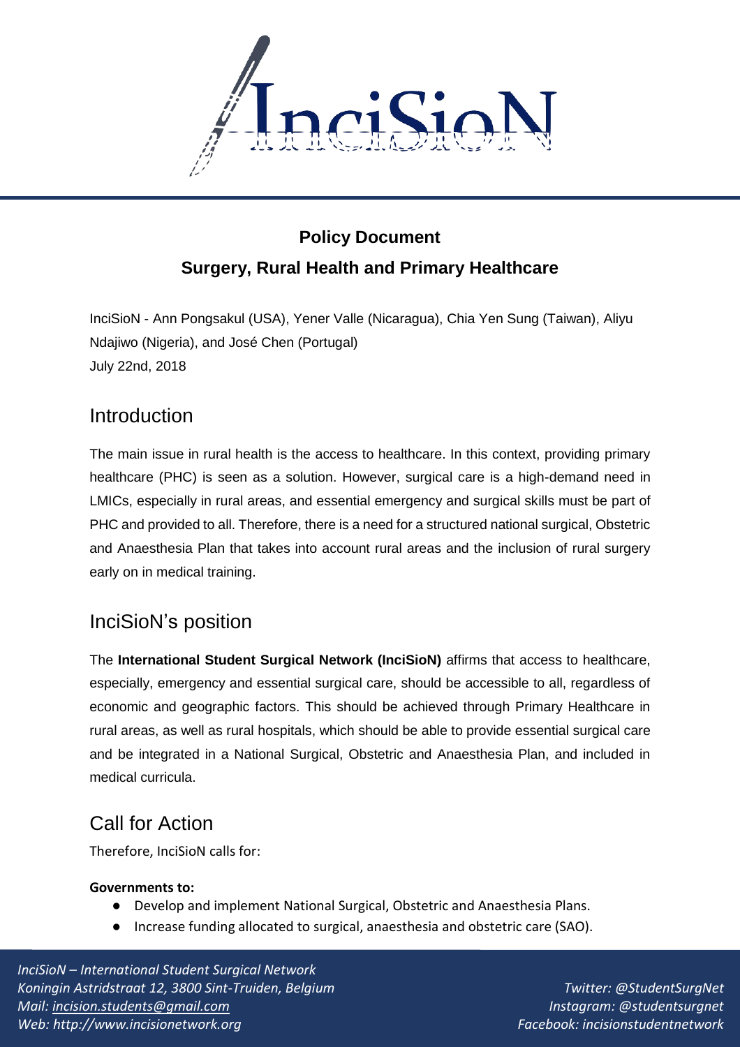# Policy Document

## Surgery, Rural Health and Primary Healthcare

InciSioN - Ann Pongsakul (USA), Yener Valle (Nicaragua), Chia Yen Sung (Taiwan), Aliyu Ndajiwo (Nigeria), and José Chen (Portugal)
July 22nd, 2018

## Introduction

The main issue in rural health is the access to healthcare. In this context, providing primary healthcare (PHC) is seen as a solution. However, surgical care is a high-demand need in LMICs, especially in rural areas, and essential emergency and surgical skills must be part of PHC and provided to all. Therefore, there is a need for a structured national surgical, Obstetric and Anaesthesia Plan that takes into account rural areas and the inclusion of rural surgery early on in medical training.

## InciSioN's position

The **International Student Surgical Network (InciSioN)** affirms that access to healthcare, especially, emergency and essential surgical care, should be accessible to all, regardless of economic and geographic factors. This should be achieved through Primary Healthcare in rural areas, as well as rural hospitals, which should be able to provide essential surgical care and be integrated in a National Surgical, Obstetric and Anaesthesia Plan, and included in medical curricula.

## Call for Action

Therefore, InciSioN calls for:

**Governments to:**

- Develop and implement National Surgical, Obstetric and Anaesthesia Plans.
- Increase funding allocated to surgical, anaesthesia and obstetric care (SAO).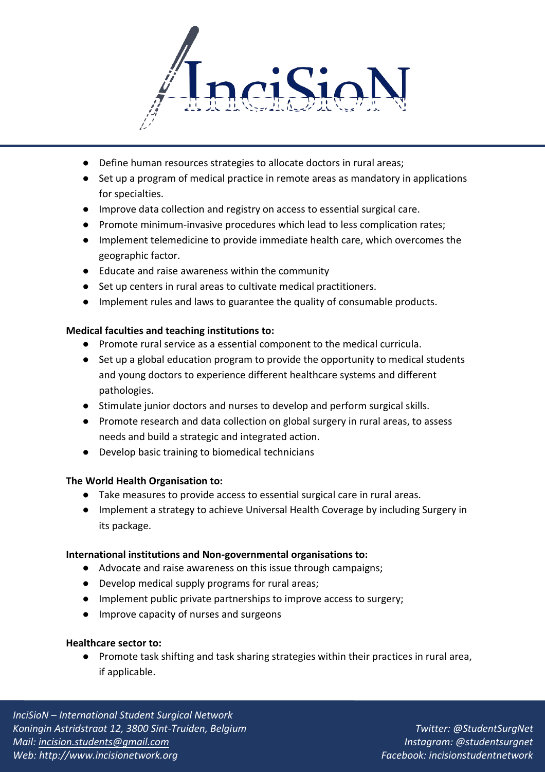- Define human resources strategies to allocate doctors in rural areas;
- Set up a program of medical practice in remote areas as mandatory in applications for specialties.
- Improve data collection and registry on access to essential surgical care.
- Promote minimum-invasive procedures which lead to less complication rates;
- Implement telemedicine to provide immediate health care, which overcomes the geographic factor.
- Educate and raise awareness within the community
- Set up centers in rural areas to cultivate medical practitioners.
- Implement rules and laws to guarantee the quality of consumable products.

**Medical faculties and teaching institutions to:**

- Promote rural service as a essential component to the medical curricula.
- Set up a global education program to provide the opportunity to medical students and young doctors to experience different healthcare systems and different pathologies.
- Stimulate junior doctors and nurses to develop and perform surgical skills.
- Promote research and data collection on global surgery in rural areas, to assess needs and build a strategic and integrated action.
- Develop basic training to biomedical technicians

**The World Health Organisation to:**

- Take measures to provide access to essential surgical care in rural areas.
- Implement a strategy to achieve Universal Health Coverage by including Surgery in its package.

**International institutions and Non-governmental organisations to:**

- Advocate and raise awareness on this issue through campaigns;
- Develop medical supply programs for rural areas;
- Implement public private partnerships to improve access to surgery;
- Improve capacity of nurses and surgeons

**Healthcare sector to:**

- Promote task shifting and task sharing strategies within their practices in rural area, if applicable.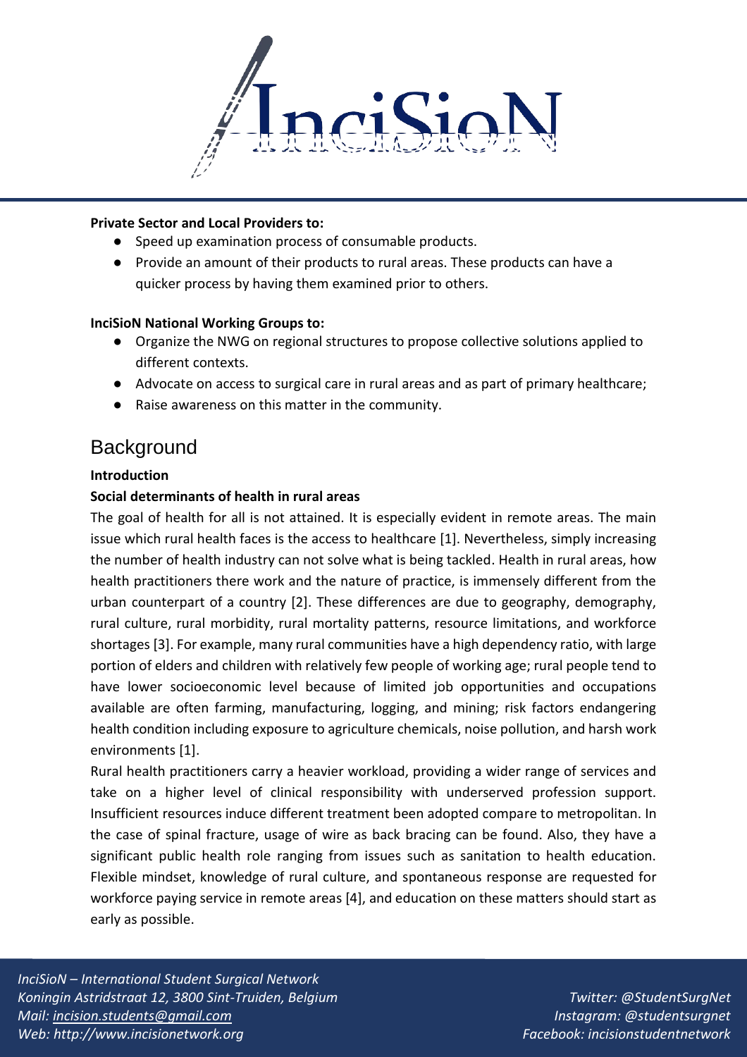**Private Sector and Local Providers to:**

- Speed up examination process of consumable products.
- Provide an amount of their products to rural areas. These products can have a quicker process by having them examined prior to others.

**InciSioN National Working Groups to:**

- Organize the NWG on regional structures to propose collective solutions applied to different contexts.
- Advocate on access to surgical care in rural areas and as part of primary healthcare;
- Raise awareness on this matter in the community.

# Background

**Introduction**

**Social determinants of health in rural areas**

The goal of health for all is not attained. It is especially evident in remote areas. The main issue which rural health faces is the access to healthcare [1]. Nevertheless, simply increasing the number of health industry can not solve what is being tackled. Health in rural areas, how health practitioners there work and the nature of practice, is immensely different from the urban counterpart of a country [2]. These differences are due to geography, demography, rural culture, rural morbidity, rural mortality patterns, resource limitations, and workforce shortages [3]. For example, many rural communities have a high dependency ratio, with large portion of elders and children with relatively few people of working age; rural people tend to have lower socioeconomic level because of limited job opportunities and occupations available are often farming, manufacturing, logging, and mining; risk factors endangering health condition including exposure to agriculture chemicals, noise pollution, and harsh work environments [1].

Rural health practitioners carry a heavier workload, providing a wider range of services and take on a higher level of clinical responsibility with underserved profession support. Insufficient resources induce different treatment been adopted compare to metropolitan. In the case of spinal fracture, usage of wire as back bracing can be found. Also, they have a significant public health role ranging from issues such as sanitation to health education. Flexible mindset, knowledge of rural culture, and spontaneous response are requested for workforce paying service in remote areas [4], and education on these matters should start as early as possible.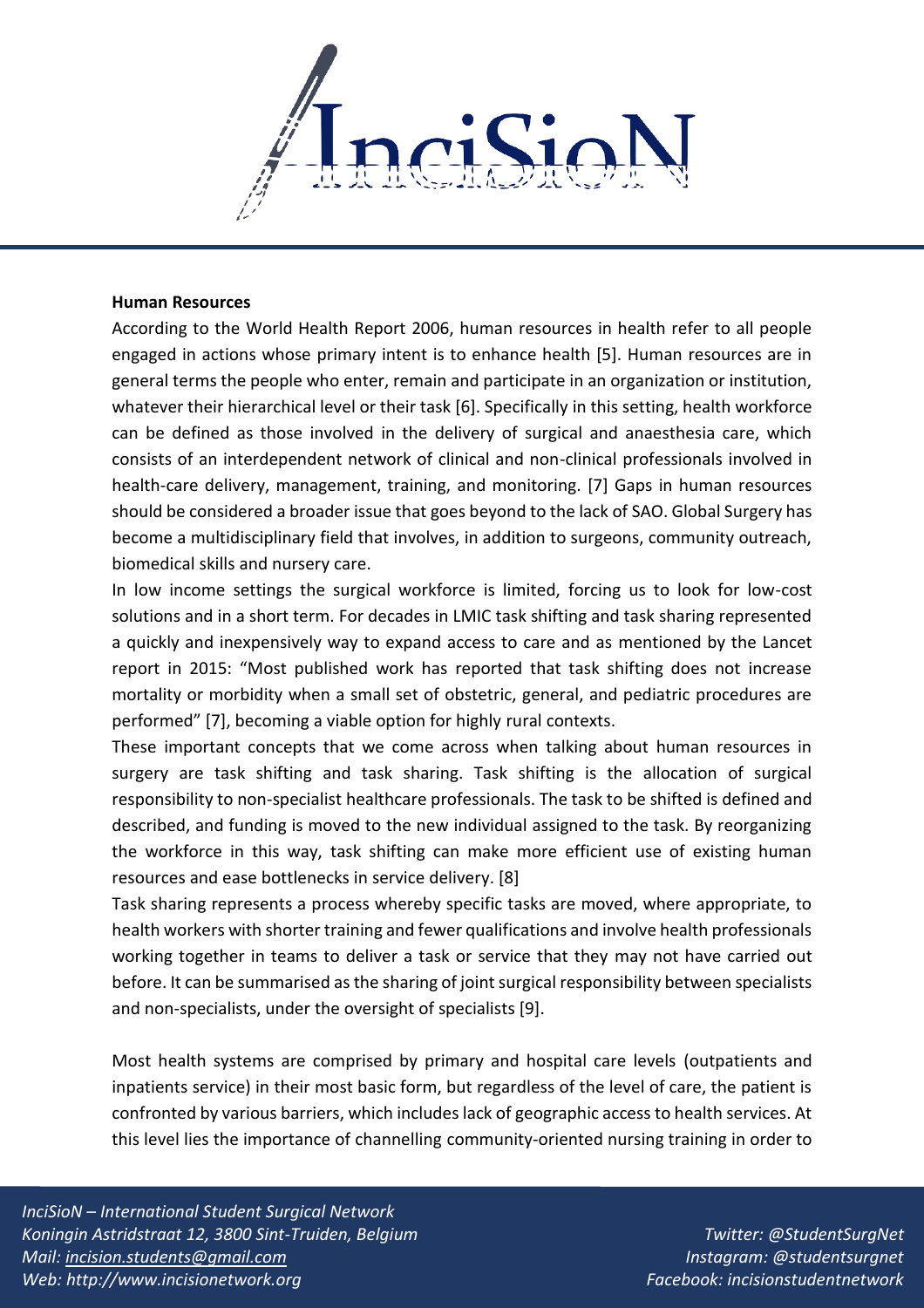**Human Resources**

According to the World Health Report 2006, human resources in health refer to all people engaged in actions whose primary intent is to enhance health [5]. Human resources are in general terms the people who enter, remain and participate in an organization or institution, whatever their hierarchical level or their task [6]. Specifically in this setting, health workforce can be defined as those involved in the delivery of surgical and anaesthesia care, which consists of an interdependent network of clinical and non-clinical professionals involved in health-care delivery, management, training, and monitoring. [7] Gaps in human resources should be considered a broader issue that goes beyond to the lack of SAO. Global Surgery has become a multidisciplinary field that involves, in addition to surgeons, community outreach, biomedical skills and nursery care.

In low income settings the surgical workforce is limited, forcing us to look for low-cost solutions and in a short term. For decades in LMIC task shifting and task sharing represented a quickly and inexpensively way to expand access to care and as mentioned by the Lancet report in 2015: "Most published work has reported that task shifting does not increase mortality or morbidity when a small set of obstetric, general, and pediatric procedures are performed" [7], becoming a viable option for highly rural contexts.

These important concepts that we come across when talking about human resources in surgery are task shifting and task sharing. Task shifting is the allocation of surgical responsibility to non-specialist healthcare professionals. The task to be shifted is defined and described, and funding is moved to the new individual assigned to the task. By reorganizing the workforce in this way, task shifting can make more efficient use of existing human resources and ease bottlenecks in service delivery. [8]

Task sharing represents a process whereby specific tasks are moved, where appropriate, to health workers with shorter training and fewer qualifications and involve health professionals working together in teams to deliver a task or service that they may not have carried out before. It can be summarised as the sharing of joint surgical responsibility between specialists and non-specialists, under the oversight of specialists [9].

Most health systems are comprised by primary and hospital care levels (outpatients and inpatients service) in their most basic form, but regardless of the level of care, the patient is confronted by various barriers, which includes lack of geographic access to health services. At this level lies the importance of channelling community-oriented nursing training in order to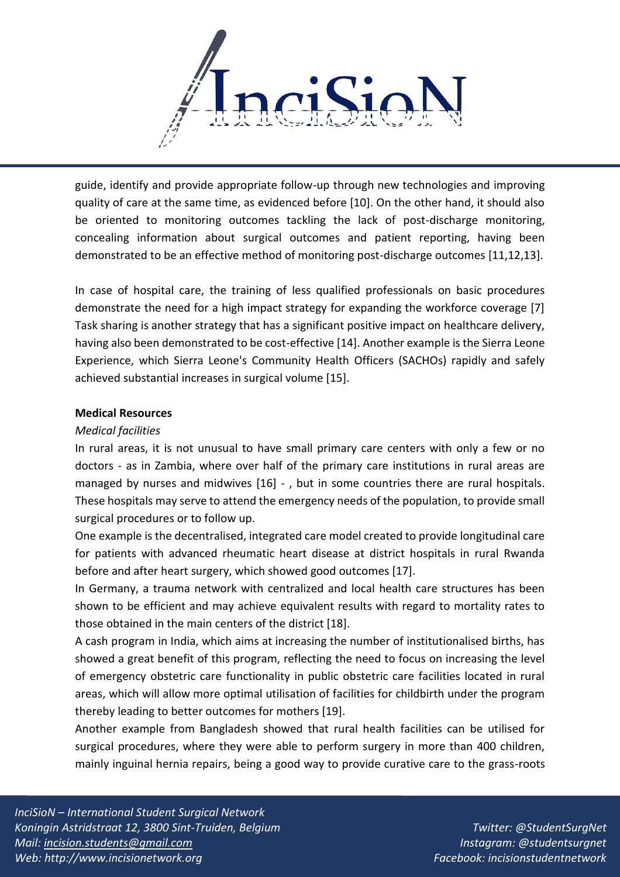guide, identify and provide appropriate follow-up through new technologies and improving quality of care at the same time, as evidenced before [10]. On the other hand, it should also be oriented to monitoring outcomes tackling the lack of post-discharge monitoring, concealing information about surgical outcomes and patient reporting, having been demonstrated to be an effective method of monitoring post-discharge outcomes [11,12,13].

In case of hospital care, the training of less qualified professionals on basic procedures demonstrate the need for a high impact strategy for expanding the workforce coverage [7] Task sharing is another strategy that has a significant positive impact on healthcare delivery, having also been demonstrated to be cost-effective [14]. Another example is the Sierra Leone Experience, which Sierra Leone's Community Health Officers (SACHOs) rapidly and safely achieved substantial increases in surgical volume [15].

**Medical Resources**

*Medical facilities*

In rural areas, it is not unusual to have small primary care centers with only a few or no doctors - as in Zambia, where over half of the primary care institutions in rural areas are managed by nurses and midwives [16] - , but in some countries there are rural hospitals. These hospitals may serve to attend the emergency needs of the population, to provide small surgical procedures or to follow up.

One example is the decentralised, integrated care model created to provide longitudinal care for patients with advanced rheumatic heart disease at district hospitals in rural Rwanda before and after heart surgery, which showed good outcomes [17].

In Germany, a trauma network with centralized and local health care structures has been shown to be efficient and may achieve equivalent results with regard to mortality rates to those obtained in the main centers of the district [18].

A cash program in India, which aims at increasing the number of institutionalised births, has showed a great benefit of this program, reflecting the need to focus on increasing the level of emergency obstetric care functionality in public obstetric care facilities located in rural areas, which will allow more optimal utilisation of facilities for childbirth under the program thereby leading to better outcomes for mothers [19].

Another example from Bangladesh showed that rural health facilities can be utilised for surgical procedures, where they were able to perform surgery in more than 400 children, mainly inguinal hernia repairs, being a good way to provide curative care to the grass-roots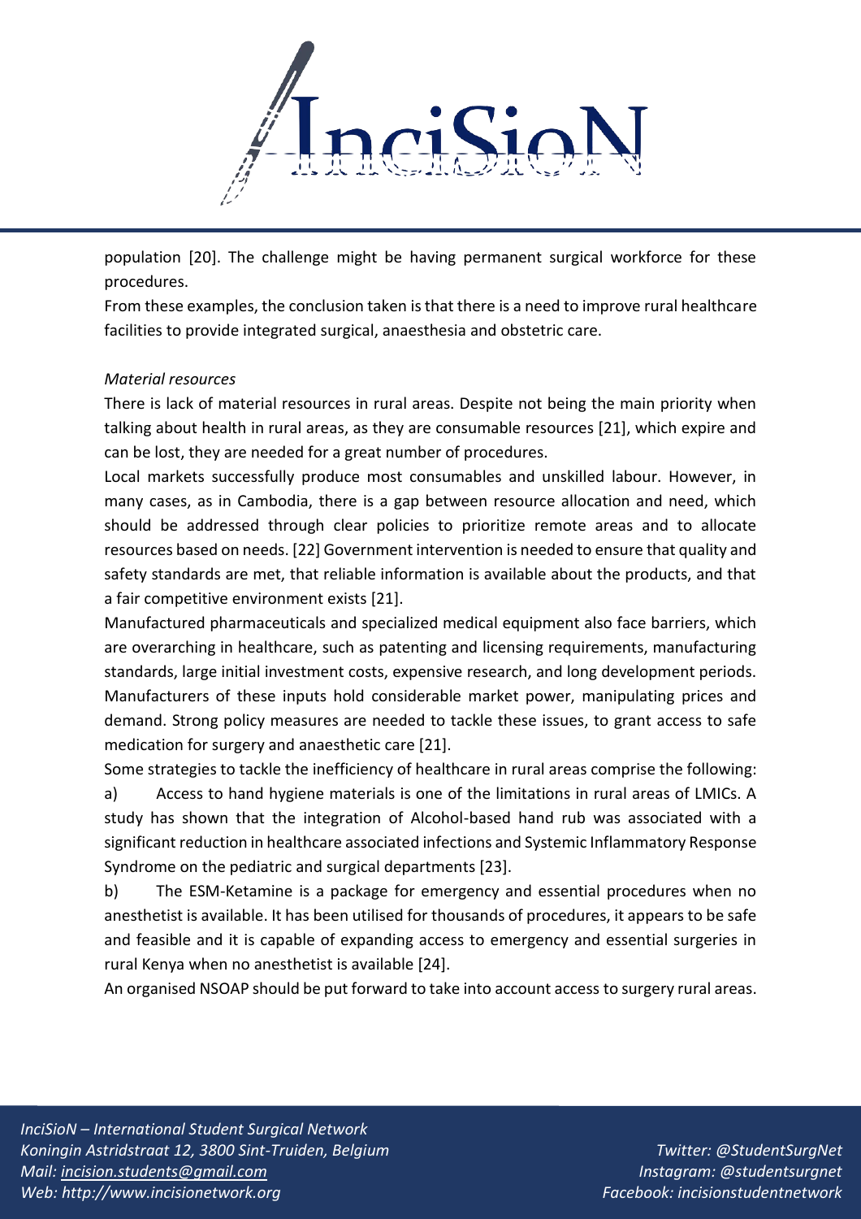population [20]. The challenge might be having permanent surgical workforce for these procedures.

From these examples, the conclusion taken is that there is a need to improve rural healthcare facilities to provide integrated surgical, anaesthesia and obstetric care.

*Material resources*

There is lack of material resources in rural areas. Despite not being the main priority when talking about health in rural areas, as they are consumable resources [21], which expire and can be lost, they are needed for a great number of procedures.

Local markets successfully produce most consumables and unskilled labour. However, in many cases, as in Cambodia, there is a gap between resource allocation and need, which should be addressed through clear policies to prioritize remote areas and to allocate resources based on needs. [22] Government intervention is needed to ensure that quality and safety standards are met, that reliable information is available about the products, and that a fair competitive environment exists [21].

Manufactured pharmaceuticals and specialized medical equipment also face barriers, which are overarching in healthcare, such as patenting and licensing requirements, manufacturing standards, large initial investment costs, expensive research, and long development periods. Manufacturers of these inputs hold considerable market power, manipulating prices and demand. Strong policy measures are needed to tackle these issues, to grant access to safe medication for surgery and anaesthetic care [21].

Some strategies to tackle the inefficiency of healthcare in rural areas comprise the following:

a) Access to hand hygiene materials is one of the limitations in rural areas of LMICs. A study has shown that the integration of Alcohol-based hand rub was associated with a significant reduction in healthcare associated infections and Systemic Inflammatory Response Syndrome on the pediatric and surgical departments [23].

b) The ESM-Ketamine is a package for emergency and essential procedures when no anesthetist is available. It has been utilised for thousands of procedures, it appears to be safe and feasible and it is capable of expanding access to emergency and essential surgeries in rural Kenya when no anesthetist is available [24].

An organised NSOAP should be put forward to take into account access to surgery rural areas.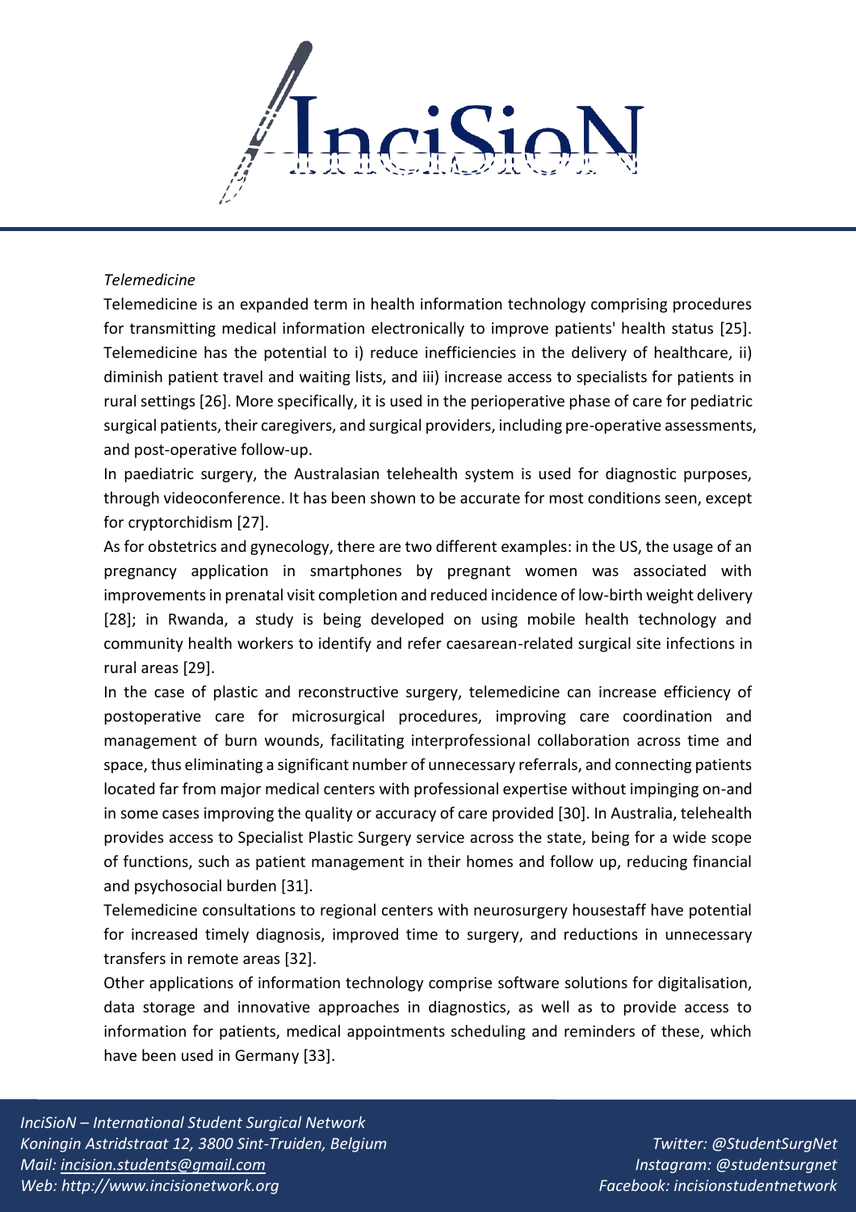*Telemedicine*

Telemedicine is an expanded term in health information technology comprising procedures for transmitting medical information electronically to improve patients' health status [25]. Telemedicine has the potential to i) reduce inefficiencies in the delivery of healthcare, ii) diminish patient travel and waiting lists, and iii) increase access to specialists for patients in rural settings [26]. More specifically, it is used in the perioperative phase of care for pediatric surgical patients, their caregivers, and surgical providers, including pre-operative assessments, and post-operative follow-up.

In paediatric surgery, the Australasian telehealth system is used for diagnostic purposes, through videoconference. It has been shown to be accurate for most conditions seen, except for cryptorchidism [27].

As for obstetrics and gynecology, there are two different examples: in the US, the usage of an pregnancy application in smartphones by pregnant women was associated with improvements in prenatal visit completion and reduced incidence of low-birth weight delivery [28]; in Rwanda, a study is being developed on using mobile health technology and community health workers to identify and refer caesarean-related surgical site infections in rural areas [29].

In the case of plastic and reconstructive surgery, telemedicine can increase efficiency of postoperative care for microsurgical procedures, improving care coordination and management of burn wounds, facilitating interprofessional collaboration across time and space, thus eliminating a significant number of unnecessary referrals, and connecting patients located far from major medical centers with professional expertise without impinging on-and in some cases improving the quality or accuracy of care provided [30]. In Australia, telehealth provides access to Specialist Plastic Surgery service across the state, being for a wide scope of functions, such as patient management in their homes and follow up, reducing financial and psychosocial burden [31].

Telemedicine consultations to regional centers with neurosurgery housestaff have potential for increased timely diagnosis, improved time to surgery, and reductions in unnecessary transfers in remote areas [32].

Other applications of information technology comprise software solutions for digitalisation, data storage and innovative approaches in diagnostics, as well as to provide access to information for patients, medical appointments scheduling and reminders of these, which have been used in Germany [33].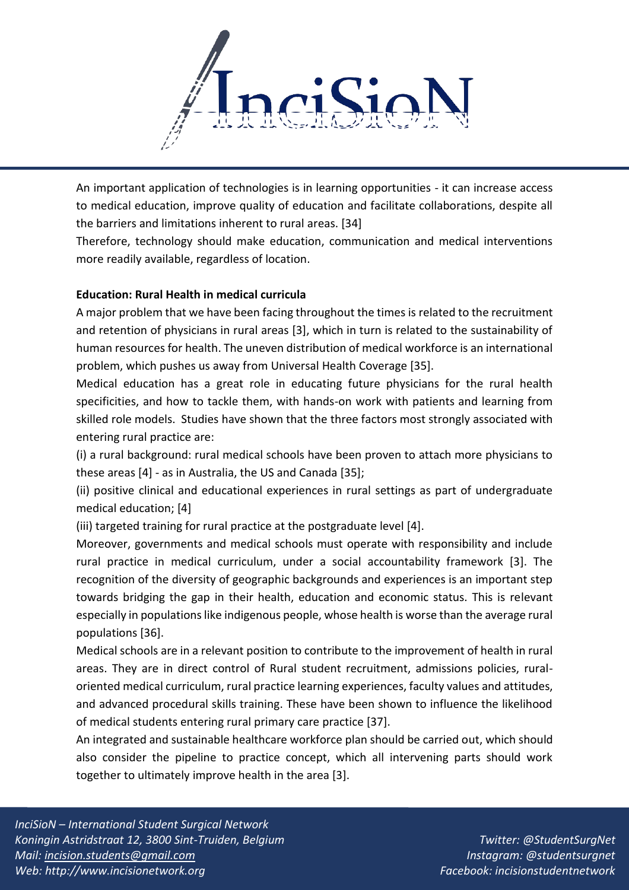An important application of technologies is in learning opportunities - it can increase access to medical education, improve quality of education and facilitate collaborations, despite all the barriers and limitations inherent to rural areas. [34]

Therefore, technology should make education, communication and medical interventions more readily available, regardless of location.

**Education: Rural Health in medical curricula**

A major problem that we have been facing throughout the times is related to the recruitment and retention of physicians in rural areas [3], which in turn is related to the sustainability of human resources for health. The uneven distribution of medical workforce is an international problem, which pushes us away from Universal Health Coverage [35].

Medical education has a great role in educating future physicians for the rural health specificities, and how to tackle them, with hands-on work with patients and learning from skilled role models. Studies have shown that the three factors most strongly associated with entering rural practice are:

(i) a rural background: rural medical schools have been proven to attach more physicians to these areas [4] - as in Australia, the US and Canada [35];

(ii) positive clinical and educational experiences in rural settings as part of undergraduate medical education; [4]

(iii) targeted training for rural practice at the postgraduate level [4].

Moreover, governments and medical schools must operate with responsibility and include rural practice in medical curriculum, under a social accountability framework [3]. The recognition of the diversity of geographic backgrounds and experiences is an important step towards bridging the gap in their health, education and economic status. This is relevant especially in populations like indigenous people, whose health is worse than the average rural populations [36].

Medical schools are in a relevant position to contribute to the improvement of health in rural areas. They are in direct control of Rural student recruitment, admissions policies, rural-oriented medical curriculum, rural practice learning experiences, faculty values and attitudes, and advanced procedural skills training. These have been shown to influence the likelihood of medical students entering rural primary care practice [37].

An integrated and sustainable healthcare workforce plan should be carried out, which should also consider the pipeline to practice concept, which all intervening parts should work together to ultimately improve health in the area [3].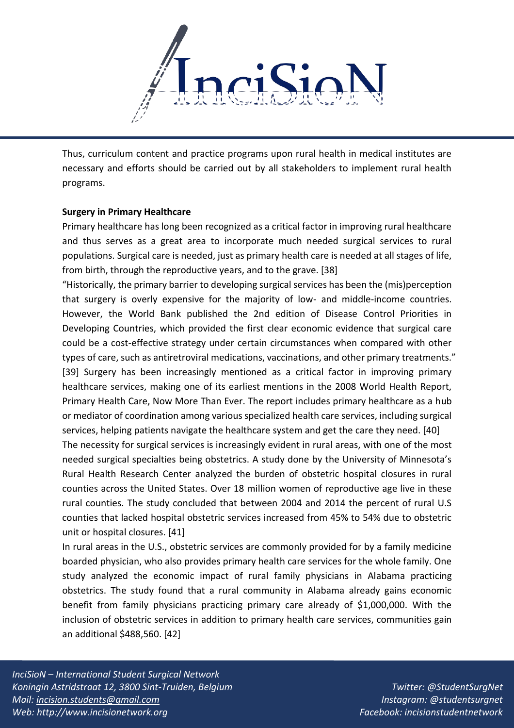Thus, curriculum content and practice programs upon rural health in medical institutes are necessary and efforts should be carried out by all stakeholders to implement rural health programs.

**Surgery in Primary Healthcare**

Primary healthcare has long been recognized as a critical factor in improving rural healthcare and thus serves as a great area to incorporate much needed surgical services to rural populations. Surgical care is needed, just as primary health care is needed at all stages of life, from birth, through the reproductive years, and to the grave. [38]

"Historically, the primary barrier to developing surgical services has been the (mis)perception that surgery is overly expensive for the majority of low- and middle-income countries. However, the World Bank published the 2nd edition of Disease Control Priorities in Developing Countries, which provided the first clear economic evidence that surgical care could be a cost-effective strategy under certain circumstances when compared with other types of care, such as antiretroviral medications, vaccinations, and other primary treatments." [39] Surgery has been increasingly mentioned as a critical factor in improving primary healthcare services, making one of its earliest mentions in the 2008 World Health Report, Primary Health Care, Now More Than Ever. The report includes primary healthcare as a hub or mediator of coordination among various specialized health care services, including surgical services, helping patients navigate the healthcare system and get the care they need. [40]

The necessity for surgical services is increasingly evident in rural areas, with one of the most needed surgical specialties being obstetrics. A study done by the University of Minnesota's Rural Health Research Center analyzed the burden of obstetric hospital closures in rural counties across the United States. Over 18 million women of reproductive age live in these rural counties. The study concluded that between 2004 and 2014 the percent of rural U.S counties that lacked hospital obstetric services increased from 45% to 54% due to obstetric unit or hospital closures. [41]

In rural areas in the U.S., obstetric services are commonly provided for by a family medicine boarded physician, who also provides primary health care services for the whole family. One study analyzed the economic impact of rural family physicians in Alabama practicing obstetrics. The study found that a rural community in Alabama already gains economic benefit from family physicians practicing primary care already of $1,000,000. With the inclusion of obstetric services in addition to primary health care services, communities gain an additional $488,560. [42]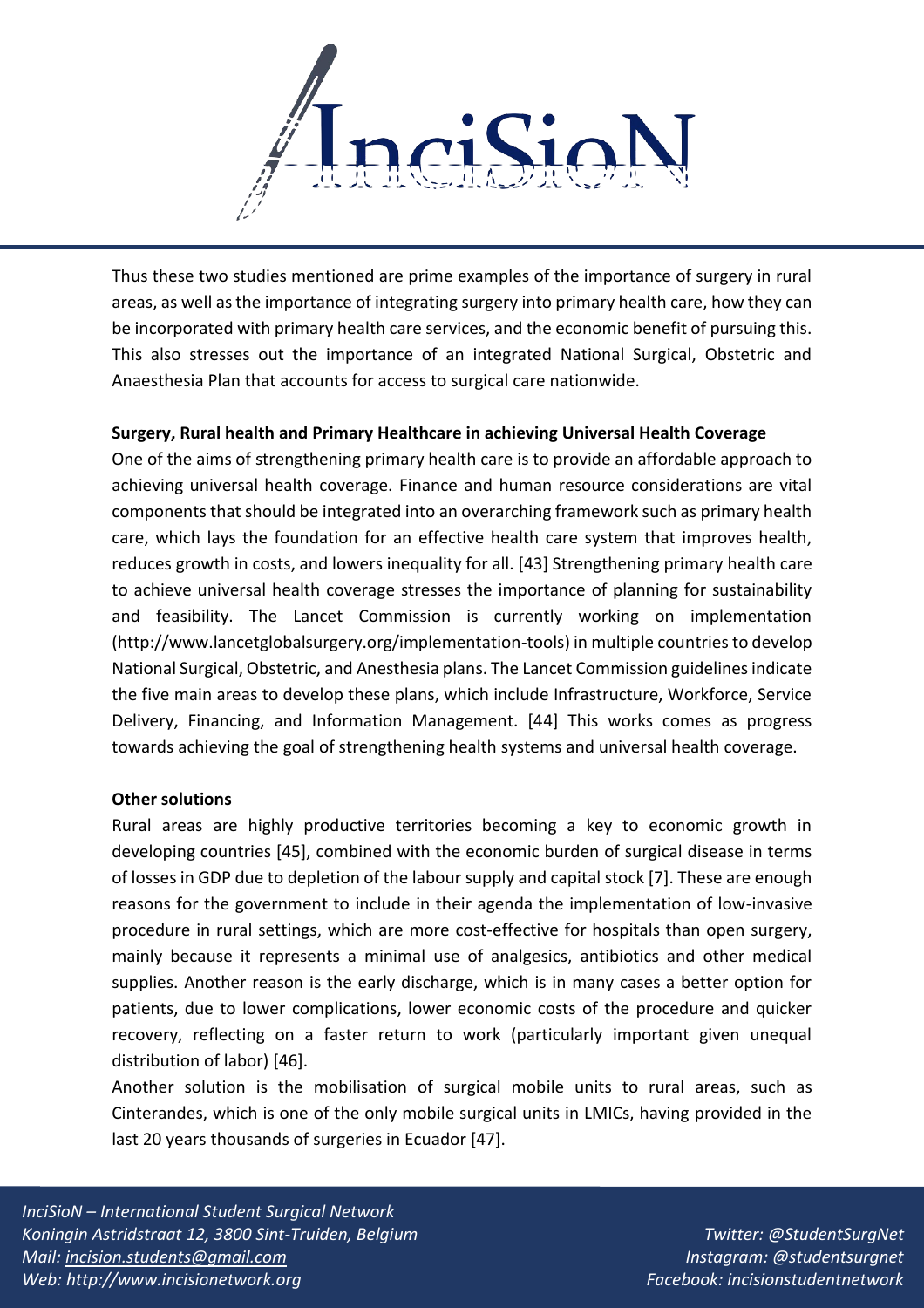Thus these two studies mentioned are prime examples of the importance of surgery in rural areas, as well as the importance of integrating surgery into primary health care, how they can be incorporated with primary health care services, and the economic benefit of pursuing this. This also stresses out the importance of an integrated National Surgical, Obstetric and Anaesthesia Plan that accounts for access to surgical care nationwide.

**Surgery, Rural health and Primary Healthcare in achieving Universal Health Coverage**

One of the aims of strengthening primary health care is to provide an affordable approach to achieving universal health coverage. Finance and human resource considerations are vital components that should be integrated into an overarching framework such as primary health care, which lays the foundation for an effective health care system that improves health, reduces growth in costs, and lowers inequality for all. [43] Strengthening primary health care to achieve universal health coverage stresses the importance of planning for sustainability and feasibility. The Lancet Commission is currently working on implementation (http://www.lancetglobalsurgery.org/implementation-tools) in multiple countries to develop National Surgical, Obstetric, and Anesthesia plans. The Lancet Commission guidelines indicate the five main areas to develop these plans, which include Infrastructure, Workforce, Service Delivery, Financing, and Information Management. [44] This works comes as progress towards achieving the goal of strengthening health systems and universal health coverage.

**Other solutions**

Rural areas are highly productive territories becoming a key to economic growth in developing countries [45], combined with the economic burden of surgical disease in terms of losses in GDP due to depletion of the labour supply and capital stock [7]. These are enough reasons for the government to include in their agenda the implementation of low-invasive procedure in rural settings, which are more cost-effective for hospitals than open surgery, mainly because it represents a minimal use of analgesics, antibiotics and other medical supplies. Another reason is the early discharge, which is in many cases a better option for patients, due to lower complications, lower economic costs of the procedure and quicker recovery, reflecting on a faster return to work (particularly important given unequal distribution of labor) [46].

Another solution is the mobilisation of surgical mobile units to rural areas, such as Cinterandes, which is one of the only mobile surgical units in LMICs, having provided in the last 20 years thousands of surgeries in Ecuador [47].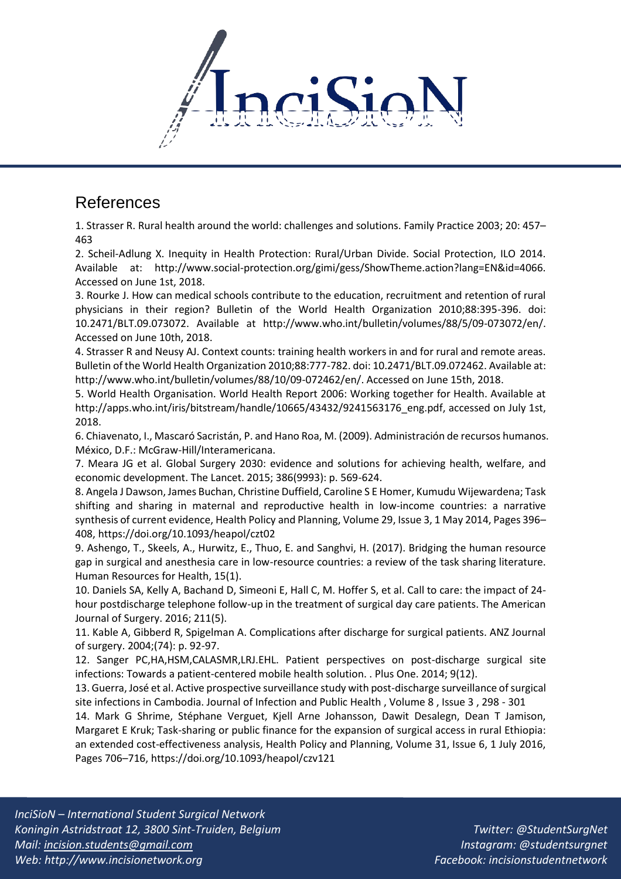## References

1. Strasser R. Rural health around the world: challenges and solutions. Family Practice 2003; 20: 457–463

2. Scheil-Adlung X. Inequity in Health Protection: Rural/Urban Divide. Social Protection, ILO 2014. Available at: http://www.social-protection.org/gimi/gess/ShowTheme.action?lang=EN&id=4066. Accessed on June 1st, 2018.

3. Rourke J. How can medical schools contribute to the education, recruitment and retention of rural physicians in their region? Bulletin of the World Health Organization 2010;88:395-396. doi: 10.2471/BLT.09.073072. Available at http://www.who.int/bulletin/volumes/88/5/09-073072/en/. Accessed on June 10th, 2018.

4. Strasser R and Neusy AJ. Context counts: training health workers in and for rural and remote areas. Bulletin of the World Health Organization 2010;88:777-782. doi: 10.2471/BLT.09.072462. Available at: http://www.who.int/bulletin/volumes/88/10/09-072462/en/. Accessed on June 15th, 2018.

5. World Health Organisation. World Health Report 2006: Working together for Health. Available at http://apps.who.int/iris/bitstream/handle/10665/43432/9241563176_eng.pdf, accessed on July 1st, 2018.

6. Chiavenato, I., Mascaró Sacristán, P. and Hano Roa, M. (2009). Administración de recursos humanos. México, D.F.: McGraw-Hill/Interamericana.

7. Meara JG et al. Global Surgery 2030: evidence and solutions for achieving health, welfare, and economic development. The Lancet. 2015; 386(9993): p. 569-624.

8. Angela J Dawson, James Buchan, Christine Duffield, Caroline S E Homer, Kumudu Wijewardena; Task shifting and sharing in maternal and reproductive health in low-income countries: a narrative synthesis of current evidence, Health Policy and Planning, Volume 29, Issue 3, 1 May 2014, Pages 396–408, https://doi.org/10.1093/heapol/czt02

9. Ashengo, T., Skeels, A., Hurwitz, E., Thuo, E. and Sanghvi, H. (2017). Bridging the human resource gap in surgical and anesthesia care in low-resource countries: a review of the task sharing literature. Human Resources for Health, 15(1).

10. Daniels SA, Kelly A, Bachand D, Simeoni E, Hall C, M. Hoffer S, et al. Call to care: the impact of 24-hour postdischarge telephone follow-up in the treatment of surgical day care patients. The American Journal of Surgery. 2016; 211(5).

11. Kable A, Gibberd R, Spigelman A. Complications after discharge for surgical patients. ANZ Journal of surgery. 2004;(74): p. 92-97.

12. Sanger PC,HA,HSM,CALASMR,LRJ.EHL. Patient perspectives on post-discharge surgical site infections: Towards a patient-centered mobile health solution. . Plus One. 2014; 9(12).

13. Guerra, José et al. Active prospective surveillance study with post-discharge surveillance of surgical site infections in Cambodia. Journal of Infection and Public Health , Volume 8 , Issue 3 , 298 - 301

14. Mark G Shrime, Stéphane Verguet, Kjell Arne Johansson, Dawit Desalegn, Dean T Jamison, Margaret E Kruk; Task-sharing or public finance for the expansion of surgical access in rural Ethiopia: an extended cost-effectiveness analysis, Health Policy and Planning, Volume 31, Issue 6, 1 July 2016, Pages 706–716, https://doi.org/10.1093/heapol/czv121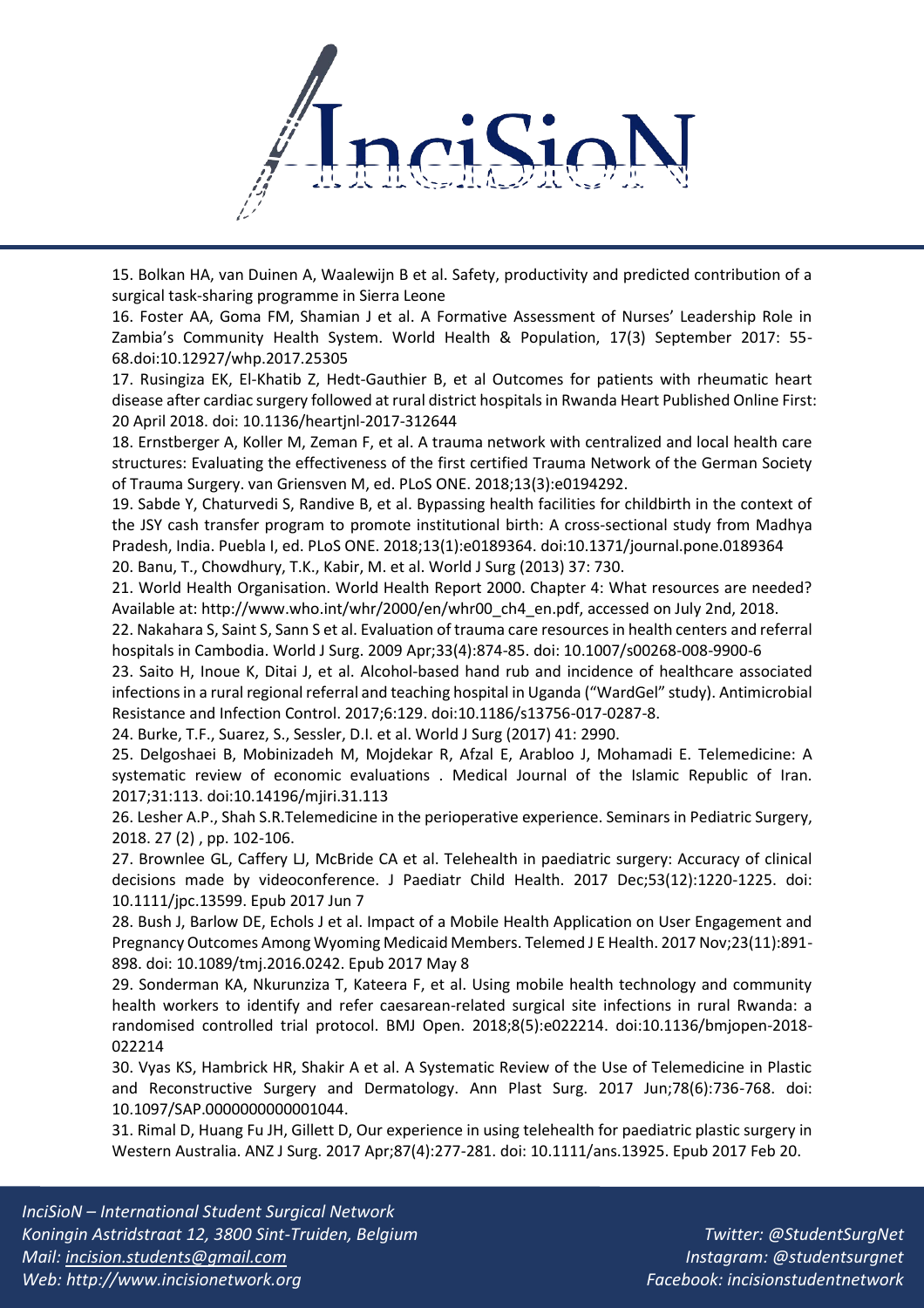15. Bolkan HA, van Duinen A, Waalewijn B et al. Safety, productivity and predicted contribution of a surgical task-sharing programme in Sierra Leone

16. Foster AA, Goma FM, Shamian J et al. A Formative Assessment of Nurses' Leadership Role in Zambia's Community Health System. World Health & Population, 17(3) September 2017: 55-68.doi:10.12927/whp.2017.25305

17. Rusingiza EK, El-Khatib Z, Hedt-Gauthier B, et al Outcomes for patients with rheumatic heart disease after cardiac surgery followed at rural district hospitals in Rwanda Heart Published Online First: 20 April 2018. doi: 10.1136/heartjnl-2017-312644

18. Ernstberger A, Koller M, Zeman F, et al. A trauma network with centralized and local health care structures: Evaluating the effectiveness of the first certified Trauma Network of the German Society of Trauma Surgery. van Griensven M, ed. PLoS ONE. 2018;13(3):e0194292.

19. Sabde Y, Chaturvedi S, Randive B, et al. Bypassing health facilities for childbirth in the context of the JSY cash transfer program to promote institutional birth: A cross-sectional study from Madhya Pradesh, India. Puebla I, ed. PLoS ONE. 2018;13(1):e0189364. doi:10.1371/journal.pone.0189364

20. Banu, T., Chowdhury, T.K., Kabir, M. et al. World J Surg (2013) 37: 730.

21. World Health Organisation. World Health Report 2000. Chapter 4: What resources are needed? Available at: http://www.who.int/whr/2000/en/whr00_ch4_en.pdf, accessed on July 2nd, 2018.

22. Nakahara S, Saint S, Sann S et al. Evaluation of trauma care resources in health centers and referral hospitals in Cambodia. World J Surg. 2009 Apr;33(4):874-85. doi: 10.1007/s00268-008-9900-6

23. Saito H, Inoue K, Ditai J, et al. Alcohol-based hand rub and incidence of healthcare associated infections in a rural regional referral and teaching hospital in Uganda ("WardGel" study). Antimicrobial Resistance and Infection Control. 2017;6:129. doi:10.1186/s13756-017-0287-8.

24. Burke, T.F., Suarez, S., Sessler, D.I. et al. World J Surg (2017) 41: 2990.

25. Delgoshaei B, Mobinizadeh M, Mojdekar R, Afzal E, Arabloo J, Mohamadi E. Telemedicine: A systematic review of economic evaluations . Medical Journal of the Islamic Republic of Iran. 2017;31:113. doi:10.14196/mjiri.31.113

26. Lesher A.P., Shah S.R.Telemedicine in the perioperative experience. Seminars in Pediatric Surgery, 2018. 27 (2) , pp. 102-106.

27. Brownlee GL, Caffery LJ, McBride CA et al. Telehealth in paediatric surgery: Accuracy of clinical decisions made by videoconference. J Paediatr Child Health. 2017 Dec;53(12):1220-1225. doi: 10.1111/jpc.13599. Epub 2017 Jun 7

28. Bush J, Barlow DE, Echols J et al. Impact of a Mobile Health Application on User Engagement and Pregnancy Outcomes Among Wyoming Medicaid Members. Telemed J E Health. 2017 Nov;23(11):891-898. doi: 10.1089/tmj.2016.0242. Epub 2017 May 8

29. Sonderman KA, Nkurunziza T, Kateera F, et al. Using mobile health technology and community health workers to identify and refer caesarean-related surgical site infections in rural Rwanda: a randomised controlled trial protocol. BMJ Open. 2018;8(5):e022214. doi:10.1136/bmjopen-2018-022214

30. Vyas KS, Hambrick HR, Shakir A et al. A Systematic Review of the Use of Telemedicine in Plastic and Reconstructive Surgery and Dermatology. Ann Plast Surg. 2017 Jun;78(6):736-768. doi: 10.1097/SAP.0000000000001044.

31. Rimal D, Huang Fu JH, Gillett D, Our experience in using telehealth for paediatric plastic surgery in Western Australia. ANZ J Surg. 2017 Apr;87(4):277-281. doi: 10.1111/ans.13925. Epub 2017 Feb 20.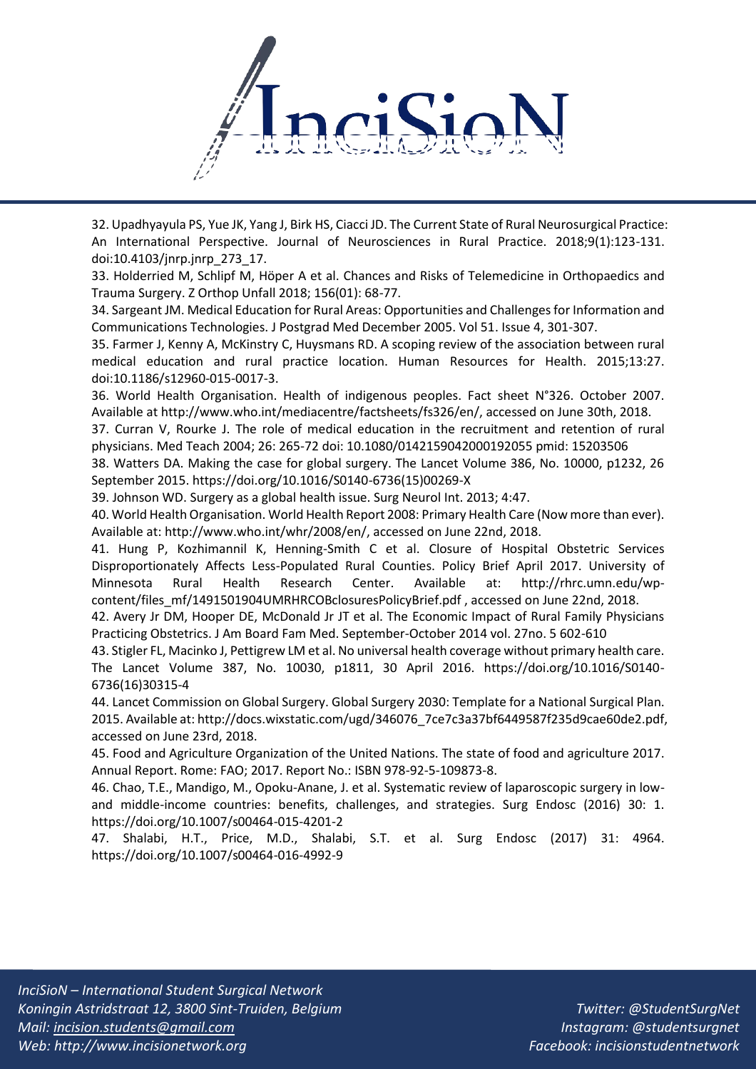32. Upadhyayula PS, Yue JK, Yang J, Birk HS, Ciacci JD. The Current State of Rural Neurosurgical Practice: An International Perspective. Journal of Neurosciences in Rural Practice. 2018;9(1):123-131. doi:10.4103/jnrp.jnrp_273_17.

33. Holderried M, Schlipf M, Höper A et al. Chances and Risks of Telemedicine in Orthopaedics and Trauma Surgery. Z Orthop Unfall 2018; 156(01): 68-77.

34. Sargeant JM. Medical Education for Rural Areas: Opportunities and Challenges for Information and Communications Technologies. J Postgrad Med December 2005. Vol 51. Issue 4, 301-307.

35. Farmer J, Kenny A, McKinstry C, Huysmans RD. A scoping review of the association between rural medical education and rural practice location. Human Resources for Health. 2015;13:27. doi:10.1186/s12960-015-0017-3.

36. World Health Organisation. Health of indigenous peoples. Fact sheet N°326. October 2007. Available at http://www.who.int/mediacentre/factsheets/fs326/en/, accessed on June 30th, 2018.

37. Curran V, Rourke J. The role of medical education in the recruitment and retention of rural physicians. Med Teach 2004; 26: 265-72 doi: 10.1080/0142159042000192055 pmid: 15203506

38. Watters DA. Making the case for global surgery. The Lancet Volume 386, No. 10000, p1232, 26 September 2015. https://doi.org/10.1016/S0140-6736(15)00269-X

39. Johnson WD. Surgery as a global health issue. Surg Neurol Int. 2013; 4:47.

40. World Health Organisation. World Health Report 2008: Primary Health Care (Now more than ever). Available at: http://www.who.int/whr/2008/en/, accessed on June 22nd, 2018.

41. Hung P, Kozhimannil K, Henning-Smith C et al. Closure of Hospital Obstetric Services Disproportionately Affects Less-Populated Rural Counties. Policy Brief April 2017. University of Minnesota Rural Health Research Center. Available at: http://rhrc.umn.edu/wp-content/files_mf/1491501904UMRHRCOBclosuresPolicyBrief.pdf , accessed on June 22nd, 2018.

42. Avery Jr DM, Hooper DE, McDonald Jr JT et al. The Economic Impact of Rural Family Physicians Practicing Obstetrics. J Am Board Fam Med. September-October 2014 vol. 27no. 5 602-610

43. Stigler FL, Macinko J, Pettigrew LM et al. No universal health coverage without primary health care. The Lancet Volume 387, No. 10030, p1811, 30 April 2016. https://doi.org/10.1016/S0140-6736(16)30315-4

44. Lancet Commission on Global Surgery. Global Surgery 2030: Template for a National Surgical Plan. 2015. Available at: http://docs.wixstatic.com/ugd/346076_7ce7c3a37bf6449587f235d9cae60de2.pdf, accessed on June 23rd, 2018.

45. Food and Agriculture Organization of the United Nations. The state of food and agriculture 2017. Annual Report. Rome: FAO; 2017. Report No.: ISBN 978-92-5-109873-8.

46. Chao, T.E., Mandigo, M., Opoku-Anane, J. et al. Systematic review of laparoscopic surgery in low- and middle-income countries: benefits, challenges, and strategies. Surg Endosc (2016) 30: 1. https://doi.org/10.1007/s00464-015-4201-2

47. Shalabi, H.T., Price, M.D., Shalabi, S.T. et al. Surg Endosc (2017) 31: 4964. https://doi.org/10.1007/s00464-016-4992-9